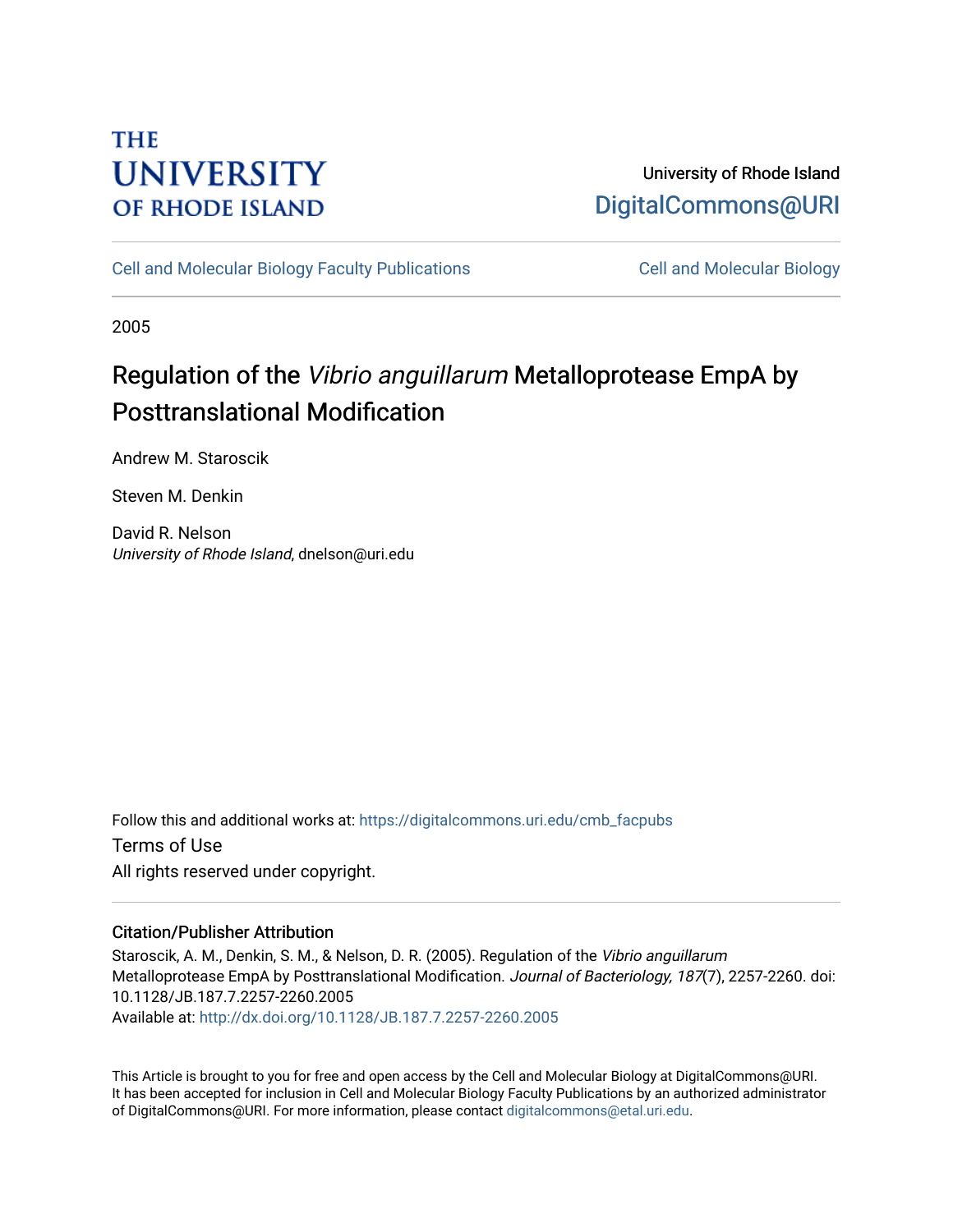THE UNIVERSITY OF RHODE ISLAND

University of Rhode Island
DigitalCommons@URI

Cell and Molecular Biology Faculty Publications | Cell and Molecular Biology

2005

# Regulation of the *Vibrio anguillarum* Metalloprotease EmpA by Posttranslational Modification

Andrew M. Staroscik

Steven M. Denkin

David R. Nelson
*University of Rhode Island*, dnelson@uri.edu

Follow this and additional works at: https://digitalcommons.uri.edu/cmb_facpubs

Terms of Use
All rights reserved under copyright.

## Citation/Publisher Attribution

Staroscik, A. M., Denkin, S. M., & Nelson, D. R. (2005). Regulation of the *Vibrio anguillarum* Metalloprotease EmpA by Posttranslational Modification. *Journal of Bacteriology, 187*(7), 2257-2260. doi: 10.1128/JB.187.7.2257-2260.2005
Available at: http://dx.doi.org/10.1128/JB.187.7.2257-2260.2005

This Article is brought to you for free and open access by the Cell and Molecular Biology at DigitalCommons@URI. It has been accepted for inclusion in Cell and Molecular Biology Faculty Publications by an authorized administrator of DigitalCommons@URI. For more information, please contact digitalcommons@etal.uri.edu.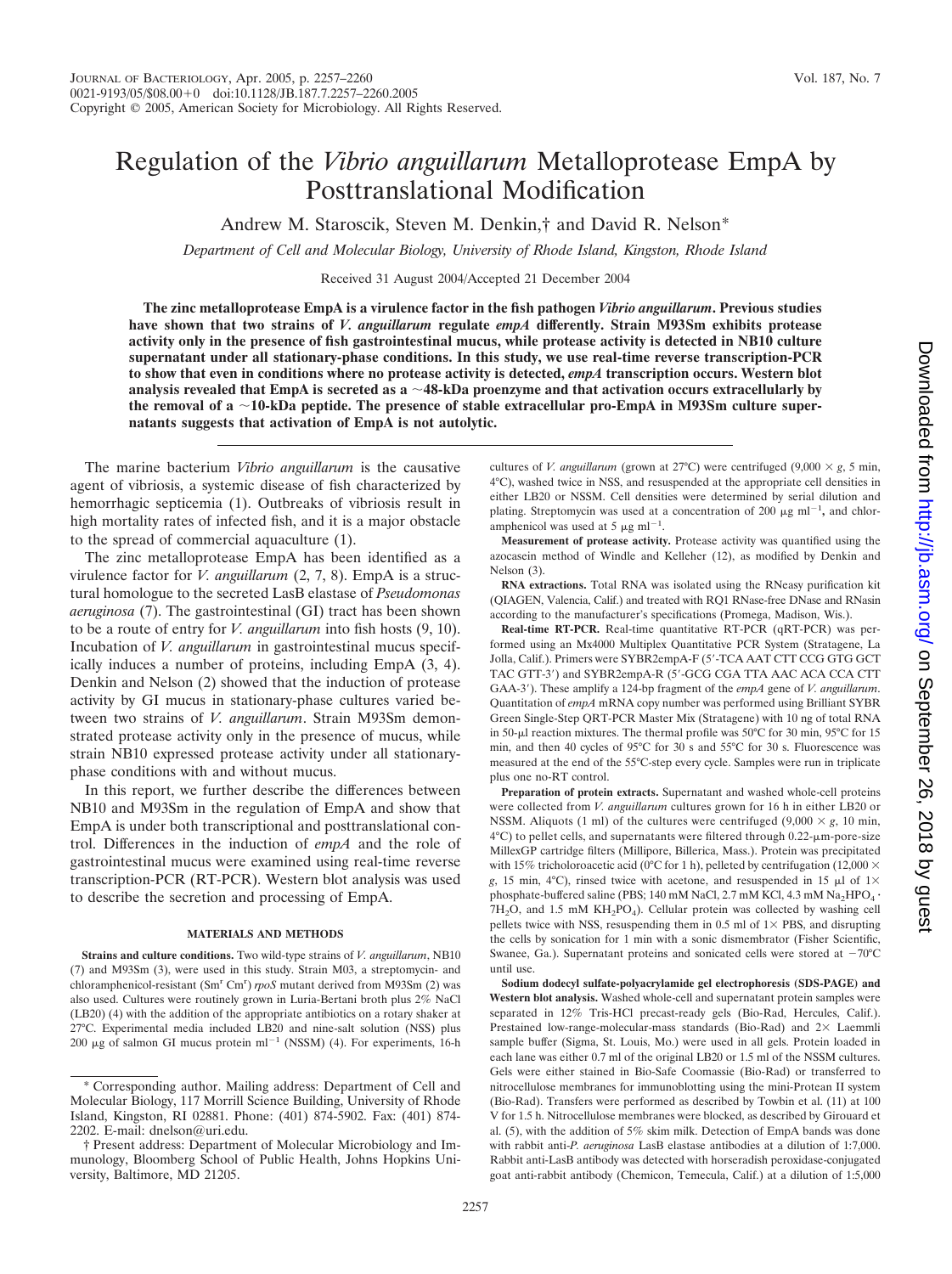# Regulation of the *Vibrio anguillarum* Metalloprotease EmpA by Posttranslational Modification

Andrew M. Staroscik, Steven M. Denkin,† and David R. Nelson*

*Department of Cell and Molecular Biology, University of Rhode Island, Kingston, Rhode Island*

Received 31 August 2004/Accepted 21 December 2004

**The zinc metalloprotease EmpA is a virulence factor in the fish pathogen *Vibrio anguillarum*. Previous studies have shown that two strains of *V. anguillarum* regulate *empA* differently. Strain M93Sm exhibits protease activity only in the presence of fish gastrointestinal mucus, while protease activity is detected in NB10 culture supernatant under all stationary-phase conditions. In this study, we use real-time reverse transcription-PCR to show that even in conditions where no protease activity is detected, *empA* transcription occurs. Western blot analysis revealed that EmpA is secreted as a ~48-kDa proenzyme and that activation occurs extracellularly by the removal of a ~10-kDa peptide. The presence of stable extracellular pro-EmpA in M93Sm culture supernatants suggests that activation of EmpA is not autolytic.**

The marine bacterium *Vibrio anguillarum* is the causative agent of vibriosis, a systemic disease of fish characterized by hemorrhagic septicemia (1). Outbreaks of vibriosis result in high mortality rates of infected fish, and it is a major obstacle to the spread of commercial aquaculture (1).

The zinc metalloprotease EmpA has been identified as a virulence factor for *V. anguillarum* (2, 7, 8). EmpA is a structural homologue to the secreted LasB elastase of *Pseudomonas aeruginosa* (7). The gastrointestinal (GI) tract has been shown to be a route of entry for *V. anguillarum* into fish hosts (9, 10). Incubation of *V. anguillarum* in gastrointestinal mucus specifically induces a number of proteins, including EmpA (3, 4). Denkin and Nelson (2) showed that the induction of protease activity by GI mucus in stationary-phase cultures varied between two strains of *V. anguillarum*. Strain M93Sm demonstrated protease activity only in the presence of mucus, while strain NB10 expressed protease activity under all stationary-phase conditions with and without mucus.

In this report, we further describe the differences between NB10 and M93Sm in the regulation of EmpA and show that EmpA is under both transcriptional and posttranslational control. Differences in the induction of *empA* and the role of gastrointestinal mucus were examined using real-time reverse transcription-PCR (RT-PCR). Western blot analysis was used to describe the secretion and processing of EmpA.

## MATERIALS AND METHODS

**Strains and culture conditions.** Two wild-type strains of *V. anguillarum*, NB10 (7) and M93Sm (3), were used in this study. Strain M03, a streptomycin- and chloramphenicol-resistant ($Sm^r$ $Cm^r$) *rpoS* mutant derived from M93Sm (2) was also used. Cultures were routinely grown in Luria-Bertani broth plus 2% NaCl (LB20) (4) with the addition of the appropriate antibiotics on a rotary shaker at 27°C. Experimental media included LB20 and nine-salt solution (NSS) plus 200 μg of salmon GI mucus protein $ml^{-1}$ (NSSM) (4). For experiments, 16-h cultures of *V. anguillarum* (grown at 27°C) were centrifuged (9,000 × *g*, 5 min, 4°C), washed twice in NSS, and resuspended at the appropriate cell densities in either LB20 or NSSM. Cell densities were determined by serial dilution and plating. Streptomycin was used at a concentration of 200 μg $ml^{-1}$, and chloramphenicol was used at 5 μg $ml^{-1}$.

**Measurement of protease activity.** Protease activity was quantified using the azocasein method of Windle and Kelleher (12), as modified by Denkin and Nelson (3).

**RNA extractions.** Total RNA was isolated using the RNeasy purification kit (QIAGEN, Valencia, Calif.) and treated with RQ1 RNase-free DNase and RNasin according to the manufacturer's specifications (Promega, Madison, Wis.).

**Real-time RT-PCR.** Real-time quantitative RT-PCR (qRT-PCR) was performed using an Mx4000 Multiplex Quantitative PCR System (Stratagene, La Jolla, Calif.). Primers were SYBR2empA-F (5′-TCA AAT CTT CCG GTG GCT TAC GTT-3′) and SYBR2empA-R (5′-GCG CGA TTA AAC ACA CCA CTT GAA-3′). These amplify a 124-bp fragment of the *empA* gene of *V. anguillarum*. Quantitation of *empA* mRNA copy number was performed using Brilliant SYBR Green Single-Step QRT-PCR Master Mix (Stratagene) with 10 ng of total RNA in 50-μl reaction mixtures. The thermal profile was 50°C for 30 min, 95°C for 15 min, and then 40 cycles of 95°C for 30 s and 55°C for 30 s. Fluorescence was measured at the end of the 55°C-step every cycle. Samples were run in triplicate plus one no-RT control.

**Preparation of protein extracts.** Supernatant and washed whole-cell proteins were collected from *V. anguillarum* cultures grown for 16 h in either LB20 or NSSM. Aliquots (1 ml) of the cultures were centrifuged (9,000 × *g*, 10 min, 4°C) to pellet cells, and supernatants were filtered through 0.22-μm-pore-size MillexGP cartridge filters (Millipore, Billerica, Mass.). Protein was precipitated with 15% tricholoroacetic acid (0°C for 1 h), pelleted by centrifugation (12,000 × *g*, 15 min, 4°C), rinsed twice with acetone, and resuspended in 15 μl of 1× phosphate-buffered saline (PBS; 140 mM NaCl, 2.7 mM KCl, 4.3 mM $Na_2HPO_4 \cdot 7H_2O$, and 1.5 mM $KH_2PO_4$). Cellular protein was collected by washing cell pellets twice with NSS, resuspending them in 0.5 ml of 1× PBS, and disrupting the cells by sonication for 1 min with a sonic dismembrator (Fisher Scientific, Swanee, Ga.). Supernatant proteins and sonicated cells were stored at −70°C until use.

**Sodium dodecyl sulfate-polyacrylamide gel electrophoresis (SDS-PAGE) and Western blot analysis.** Washed whole-cell and supernatant protein samples were separated in 12% Tris-HCl precast-ready gels (Bio-Rad, Hercules, Calif.). Prestained low-range-molecular-mass standards (Bio-Rad) and 2× Laemmli sample buffer (Sigma, St. Louis, Mo.) were used in all gels. Protein loaded in each lane was either 0.7 ml of the original LB20 or 1.5 ml of the NSSM cultures. Gels were either stained in Bio-Safe Coomassie (Bio-Rad) or transferred to nitrocellulose membranes for immunoblotting using the mini-Protean II system (Bio-Rad). Transfers were performed as described by Towbin et al. (11) at 100 V for 1.5 h. Nitrocellulose membranes were blocked, as described by Girouard et al. (5), with the addition of 5% skim milk. Detection of EmpA bands was done with rabbit anti-*P. aeruginosa* LasB elastase antibodies at a dilution of 1:7,000. Rabbit anti-LasB antibody was detected with horseradish peroxidase-conjugated goat anti-rabbit antibody (Chemicon, Temecula, Calif.) at a dilution of 1:5,000

\* Corresponding author. Mailing address: Department of Cell and Molecular Biology, 117 Morrill Science Building, University of Rhode Island, Kingston, RI 02881. Phone: (401) 874-5902. Fax: (401) 874-2202. E-mail: dnelson@uri.edu.

† Present address: Department of Molecular Microbiology and Immunology, Bloomberg School of Public Health, Johns Hopkins University, Baltimore, MD 21205.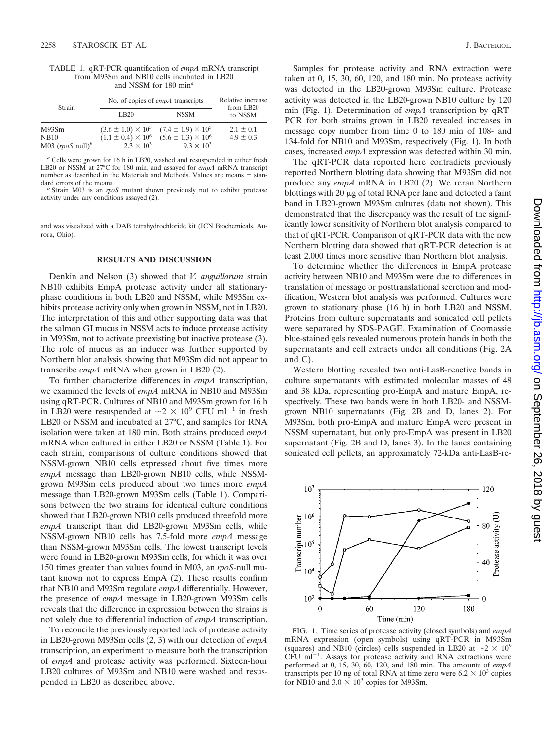TABLE 1. qRT-PCR quantification of *empA* mRNA transcript from M93Sm and NB10 cells incubated in LB20 and NSSM for 180 min[a]

| Strain | No. of copies of *empA* transcripts | | Relative increase from LB20 to NSSM |
|---|---|---|---|
| | LB20 | NSSM | |
| M93Sm | $(3.6 \pm 1.0) \times 10^5$ | $(7.4 \pm 1.9) \times 10^5$ | $2.1 \pm 0.1$ |
| NB10 | $(1.1 \pm 0.4) \times 10^6$ | $(5.6 \pm 1.3) \times 10^6$ | $4.9 \pm 0.3$ |
| M03 (*rpoS* null)[b] | $2.3 \times 10^3$ | $9.3 \times 10^3$ | |

[a] Cells were grown for 16 h in LB20, washed and resuspended in either fresh LB20 or NSSM at 27°C for 180 min, and assayed for *empA* mRNA transcript number as described in the Materials and Methods. Values are means ± standard errors of the means.

[b] Strain M03 is an *rpoS* mutant shown previously not to exhibit protease activity under any conditions assayed (2).

and was visualized with a DAB tetrahydrochloride kit (ICN Biochemicals, Aurora, Ohio).

## RESULTS AND DISCUSSION

Denkin and Nelson (3) showed that *V. anguillarum* strain NB10 exhibits EmpA protease activity under all stationary-phase conditions in both LB20 and NSSM, while M93Sm exhibits protease activity only when grown in NSSM, not in LB20. The interpretation of this and other supporting data was that the salmon GI mucus in NSSM acts to induce protease activity in M93Sm, not to activate preexisting but inactive protease (3). The role of mucus as an inducer was further supported by Northern blot analysis showing that M93Sm did not appear to transcribe *empA* mRNA when grown in LB20 (2).

To further characterize differences in *empA* transcription, we examined the levels of *empA* mRNA in NB10 and M93Sm using qRT-PCR. Cultures of NB10 and M93Sm grown for 16 h in LB20 were resuspended at $\sim 2 \times 10^9$ CFU ml$^{-1}$ in fresh LB20 or NSSM and incubated at 27°C, and samples for RNA isolation were taken at 180 min. Both strains produced *empA* mRNA when cultured in either LB20 or NSSM (Table 1). For each strain, comparisons of culture conditions showed that NSSM-grown NB10 cells expressed about five times more *empA* message than LB20-grown NB10 cells, while NSSM-grown M93Sm cells produced about two times more *empA* message than LB20-grown M93Sm cells (Table 1). Comparisons between the two strains for identical culture conditions showed that LB20-grown NB10 cells produced threefold more *empA* transcript than did LB20-grown M93Sm cells, while NSSM-grown NB10 cells has 7.5-fold more *empA* message than NSSM-grown M93Sm cells. The lowest transcript levels were found in LB20-grown M93Sm cells, for which it was over 150 times greater than values found in M03, an *rpoS*-null mutant known not to express EmpA (2). These results confirm that NB10 and M93Sm regulate *empA* differentially. However, the presence of *empA* message in LB20-grown M93Sm cells reveals that the difference in expression between the strains is not solely due to differential induction of *empA* transcription.

To reconcile the previously reported lack of protease activity in LB20-grown M93Sm cells (2, 3) with our detection of *empA* transcription, an experiment to measure both the transcription of *empA* and protease activity was performed. Sixteen-hour LB20 cultures of M93Sm and NB10 were washed and resuspended in LB20 as described above.

Samples for protease activity and RNA extraction were taken at 0, 15, 30, 60, 120, and 180 min. No protease activity was detected in the LB20-grown M93Sm culture. Protease activity was detected in the LB20-grown NB10 culture by 120 min (Fig. 1). Determination of *empA* transcription by qRT-PCR for both strains grown in LB20 revealed increases in message copy number from time 0 to 180 min of 108- and 134-fold for NB10 and M93Sm, respectively (Fig. 1). In both cases, increased *empA* expression was detected within 30 min.

The qRT-PCR data reported here contradicts previously reported Northern blotting data showing that M93Sm did not produce any *empA* mRNA in LB20 (2). We reran Northern blottings with 20 μg of total RNA per lane and detected a faint band in LB20-grown M93Sm cultures (data not shown). This demonstrated that the discrepancy was the result of the significantly lower sensitivity of Northern blot analysis compared to that of qRT-PCR. Comparison of qRT-PCR data with the new Northern blotting data showed that qRT-PCR detection is at least 2,000 times more sensitive than Northern blot analysis.

To determine whether the differences in EmpA protease activity between NB10 and M93Sm were due to differences in translation of message or posttranslational secretion and modification, Western blot analysis was performed. Cultures were grown to stationary phase (16 h) in both LB20 and NSSM. Proteins from culture supernatants and sonicated cell pellets were separated by SDS-PAGE. Examination of Coomassie blue-stained gels revealed numerous protein bands in both the supernatants and cell extracts under all conditions (Fig. 2A and C).

Western blotting revealed two anti-LasB-reactive bands in culture supernatants with estimated molecular masses of 48 and 38 kDa, representing pro-EmpA and mature EmpA, respectively. These two bands were in both LB20- and NSSM-grown NB10 supernatants (Fig. 2B and D, lanes 2). For M93Sm, both pro-EmpA and mature EmpA were present in NSSM supernatant, but only pro-EmpA was present in LB20 supernatant (Fig. 2B and D, lanes 3). In the lanes containing sonicated cell pellets, an approximately 72-kDa anti-LasB-re-

FIG. 1. Time series of protease activity (closed symbols) and *empA* mRNA expression (open symbols) using qRT-PCR in M93Sm (squares) and NB10 (circles) cells suspended in LB20 at $\sim 2 \times 10^9$ CFU ml$^{-1}$. Assays for protease activity and RNA extractions were performed at 0, 15, 30, 60, 120, and 180 min. The amounts of *empA* transcripts per 10 ng of total RNA at time zero were $6.2 \times 10^3$ copies for NB10 and $3.0 \times 10^3$ copies for M93Sm.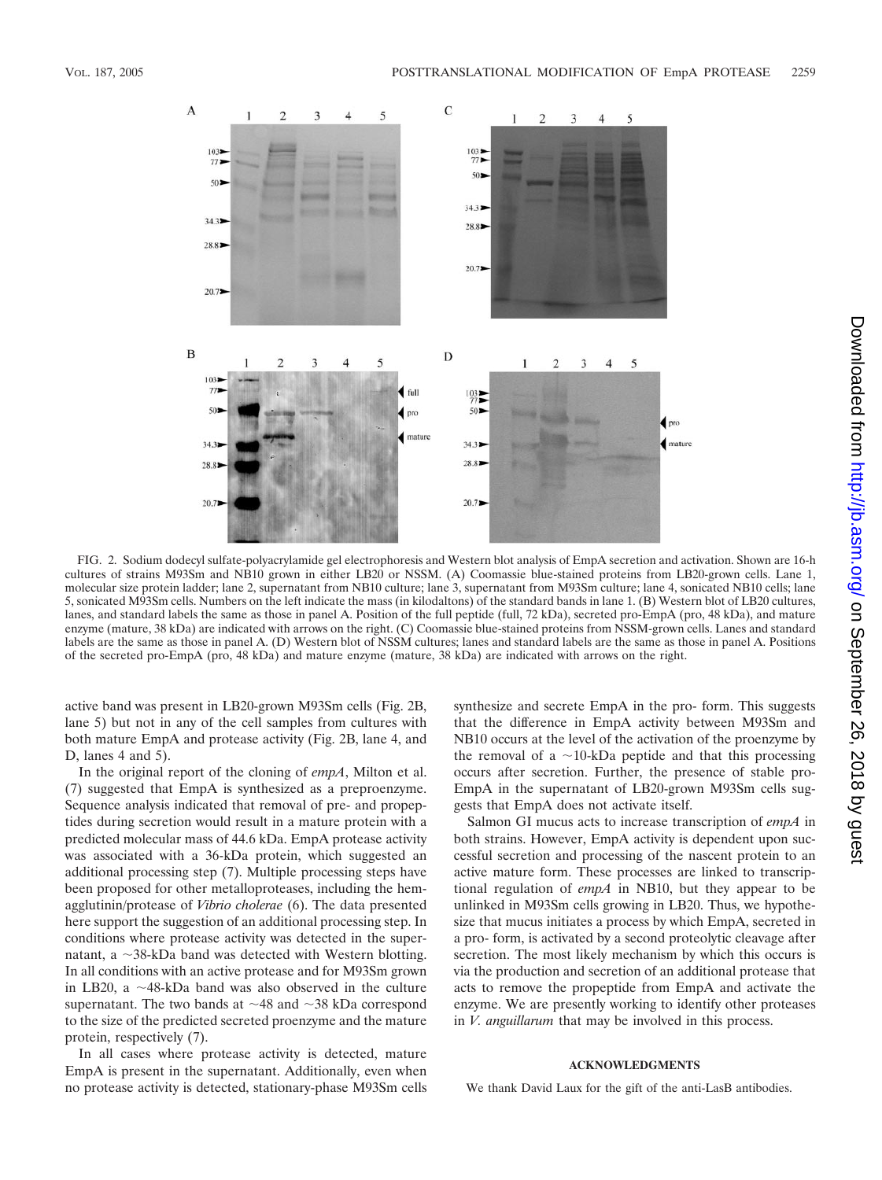FIG. 2. Sodium dodecyl sulfate-polyacrylamide gel electrophoresis and Western blot analysis of EmpA secretion and activation. Shown are 16-h cultures of strains M93Sm and NB10 grown in either LB20 or NSSM. (A) Coomassie blue-stained proteins from LB20-grown cells. Lane 1, molecular size protein ladder; lane 2, supernatant from NB10 culture; lane 3, supernatant from M93Sm culture; lane 4, sonicated NB10 cells; lane 5, sonicated M93Sm cells. Numbers on the left indicate the mass (in kilodaltons) of the standard bands in lane 1. (B) Western blot of LB20 cultures, lanes, and standard labels the same as those in panel A. Position of the full peptide (full, 72 kDa), secreted pro-EmpA (pro, 48 kDa), and mature enzyme (mature, 38 kDa) are indicated with arrows on the right. (C) Coomassie blue-stained proteins from NSSM-grown cells. Lanes and standard labels are the same as those in panel A. (D) Western blot of NSSM cultures; lanes and standard labels are the same as those in panel A. Positions of the secreted pro-EmpA (pro, 48 kDa) and mature enzyme (mature, 38 kDa) are indicated with arrows on the right.

active band was present in LB20-grown M93Sm cells (Fig. 2B, lane 5) but not in any of the cell samples from cultures with both mature EmpA and protease activity (Fig. 2B, lane 4, and D, lanes 4 and 5).

In the original report of the cloning of *empA*, Milton et al. (7) suggested that EmpA is synthesized as a preproenzyme. Sequence analysis indicated that removal of pre- and propeptides during secretion would result in a mature protein with a predicted molecular mass of 44.6 kDa. EmpA protease activity was associated with a 36-kDa protein, which suggested an additional processing step (7). Multiple processing steps have been proposed for other metalloproteases, including the hemagglutinin/protease of *Vibrio cholerae* (6). The data presented here support the suggestion of an additional processing step. In conditions where protease activity was detected in the supernatant, a ~38-kDa band was detected with Western blotting. In all conditions with an active protease and for M93Sm grown in LB20, a ~48-kDa band was also observed in the culture supernatant. The two bands at ~48 and ~38 kDa correspond to the size of the predicted secreted proenzyme and the mature protein, respectively (7).

In all cases where protease activity is detected, mature EmpA is present in the supernatant. Additionally, even when no protease activity is detected, stationary-phase M93Sm cells synthesize and secrete EmpA in the pro- form. This suggests that the difference in EmpA activity between M93Sm and NB10 occurs at the level of the activation of the proenzyme by the removal of a ~10-kDa peptide and that this processing occurs after secretion. Further, the presence of stable pro-EmpA in the supernatant of LB20-grown M93Sm cells suggests that EmpA does not activate itself.

Salmon GI mucus acts to increase transcription of *empA* in both strains. However, EmpA activity is dependent upon successful secretion and processing of the nascent protein to an active mature form. These processes are linked to transcriptional regulation of *empA* in NB10, but they appear to be unlinked in M93Sm cells growing in LB20. Thus, we hypothesize that mucus initiates a process by which EmpA, secreted in a pro- form, is activated by a second proteolytic cleavage after secretion. The most likely mechanism by which this occurs is via the production and secretion of an additional protease that acts to remove the propeptide from EmpA and activate the enzyme. We are presently working to identify other proteases in *V. anguillarum* that may be involved in this process.

## ACKNOWLEDGMENTS

We thank David Laux for the gift of the anti-LasB antibodies.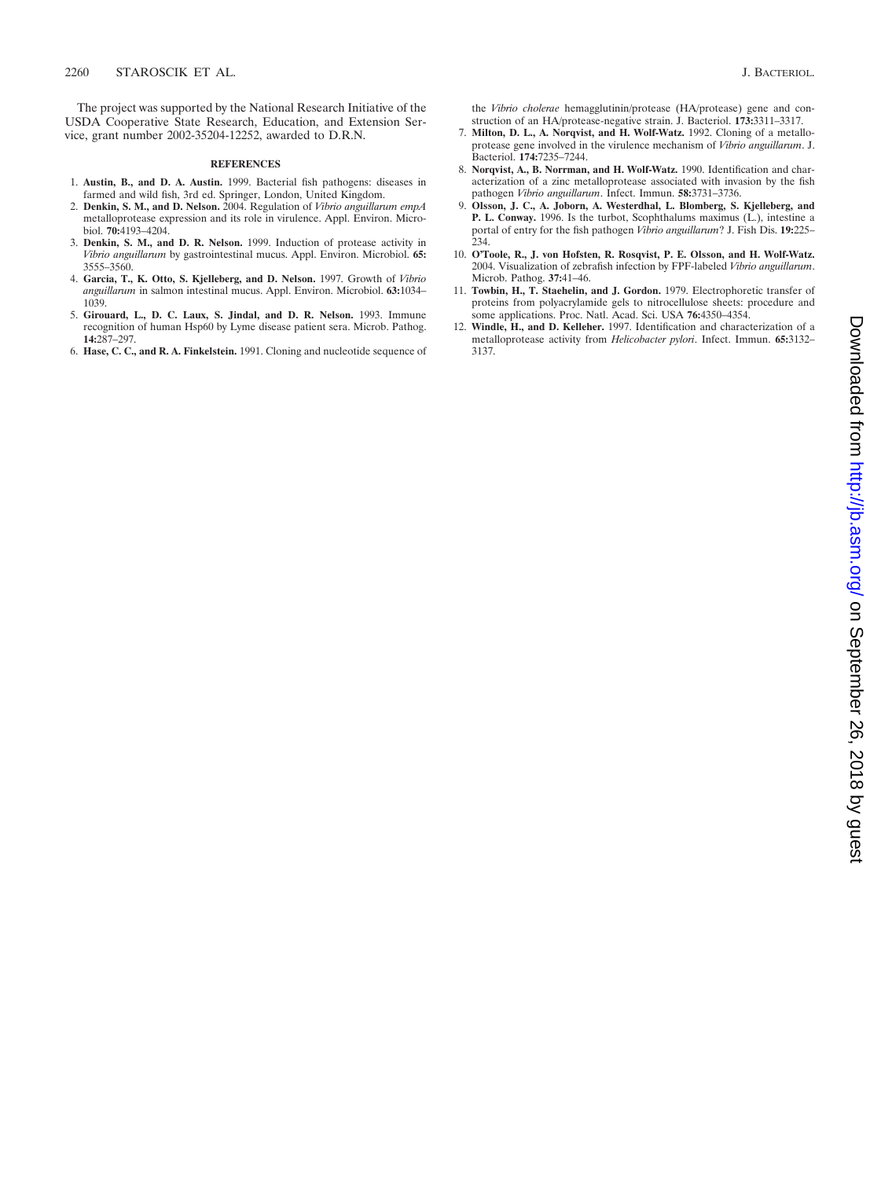The project was supported by the National Research Initiative of the USDA Cooperative State Research, Education, and Extension Service, grant number 2002-35204-12252, awarded to D.R.N.

## REFERENCES

1. **Austin, B., and D. A. Austin.** 1999. Bacterial fish pathogens: diseases in farmed and wild fish, 3rd ed. Springer, London, United Kingdom.
2. **Denkin, S. M., and D. Nelson.** 2004. Regulation of *Vibrio anguillarum empA* metalloprotease expression and its role in virulence. Appl. Environ. Microbiol. **70:**4193–4204.
3. **Denkin, S. M., and D. R. Nelson.** 1999. Induction of protease activity in *Vibrio anguillarum* by gastrointestinal mucus. Appl. Environ. Microbiol. **65:** 3555–3560.
4. **Garcia, T., K. Otto, S. Kjelleberg, and D. Nelson.** 1997. Growth of *Vibrio anguillarum* in salmon intestinal mucus. Appl. Environ. Microbiol. **63:**1034–1039.
5. **Girouard, L., D. C. Laux, S. Jindal, and D. R. Nelson.** 1993. Immune recognition of human Hsp60 by Lyme disease patient sera. Microb. Pathog. **14:**287–297.
6. **Hase, C. C., and R. A. Finkelstein.** 1991. Cloning and nucleotide sequence of the *Vibrio cholerae* hemagglutinin/protease (HA/protease) gene and construction of an HA/protease-negative strain. J. Bacteriol. **173:**3311–3317.
7. **Milton, D. L., A. Norqvist, and H. Wolf-Watz.** 1992. Cloning of a metalloprotease gene involved in the virulence mechanism of *Vibrio anguillarum*. J. Bacteriol. **174:**7235–7244.
8. **Norqvist, A., B. Norrman, and H. Wolf-Watz.** 1990. Identification and characterization of a zinc metalloprotease associated with invasion by the fish pathogen *Vibrio anguillarum*. Infect. Immun. **58:**3731–3736.
9. **Olsson, J. C., A. Joborn, A. Westerdhal, L. Blomberg, S. Kjelleberg, and P. L. Conway.** 1996. Is the turbot, Scophthalums maximus (L.), intestine a portal of entry for the fish pathogen *Vibrio anguillarum*? J. Fish Dis. **19:**225–234.
10. **O'Toole, R., J. von Hofsten, R. Rosqvist, P. E. Olsson, and H. Wolf-Watz.** 2004. Visualization of zebrafish infection by FPF-labeled *Vibrio anguillarum*. Microb. Pathog. **37:**41–46.
11. **Towbin, H., T. Staehelin, and J. Gordon.** 1979. Electrophoretic transfer of proteins from polyacrylamide gels to nitrocellulose sheets: procedure and some applications. Proc. Natl. Acad. Sci. USA **76:**4350–4354.
12. **Windle, H., and D. Kelleher.** 1997. Identification and characterization of a metalloprotease activity from *Helicobacter pylori*. Infect. Immun. **65:**3132–3137.